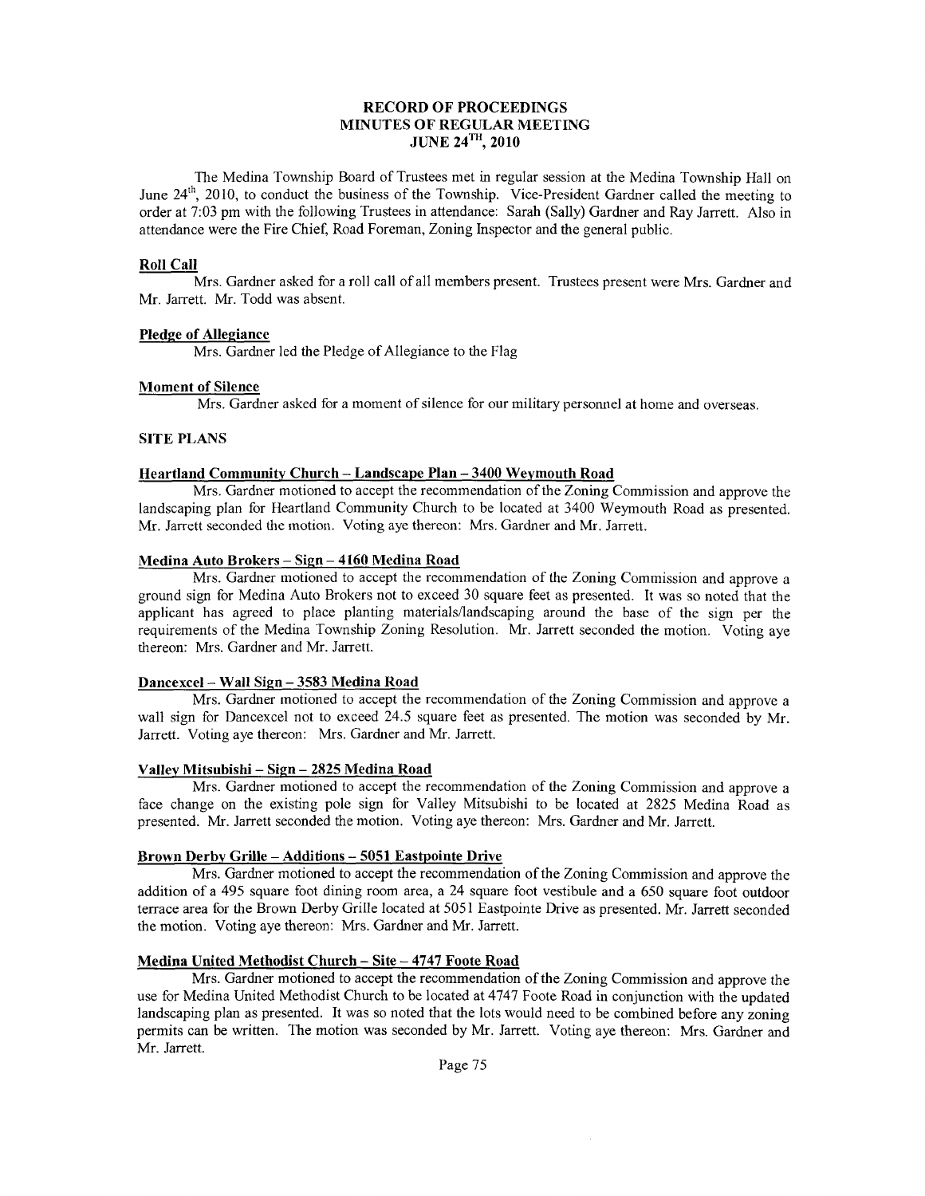**RECORD OF PROCEEDINGS**
**MINUTES OF REGULAR MEETING**
**JUNE 24TH, 2010**

The Medina Township Board of Trustees met in regular session at the Medina Township Hall on June 24th, 2010, to conduct the business of the Township. Vice-President Gardner called the meeting to order at 7:03 pm with the following Trustees in attendance: Sarah (Sally) Gardner and Ray Jarrett. Also in attendance were the Fire Chief, Road Foreman, Zoning Inspector and the general public.

**Roll Call**

Mrs. Gardner asked for a roll call of all members present. Trustees present were Mrs. Gardner and Mr. Jarrett. Mr. Todd was absent.

**Pledge of Allegiance**

Mrs. Gardner led the Pledge of Allegiance to the Flag

**Moment of Silence**

Mrs. Gardner asked for a moment of silence for our military personnel at home and overseas.

**SITE PLANS**

**Heartland Community Church – Landscape Plan – 3400 Weymouth Road**

Mrs. Gardner motioned to accept the recommendation of the Zoning Commission and approve the landscaping plan for Heartland Community Church to be located at 3400 Weymouth Road as presented. Mr. Jarrett seconded the motion. Voting aye thereon: Mrs. Gardner and Mr. Jarrett.

**Medina Auto Brokers – Sign – 4160 Medina Road**

Mrs. Gardner motioned to accept the recommendation of the Zoning Commission and approve a ground sign for Medina Auto Brokers not to exceed 30 square feet as presented. It was so noted that the applicant has agreed to place planting materials/landscaping around the base of the sign per the requirements of the Medina Township Zoning Resolution. Mr. Jarrett seconded the motion. Voting aye thereon: Mrs. Gardner and Mr. Jarrett.

**Dancexcel – Wall Sign – 3583 Medina Road**

Mrs. Gardner motioned to accept the recommendation of the Zoning Commission and approve a wall sign for Dancexcel not to exceed 24.5 square feet as presented. The motion was seconded by Mr. Jarrett. Voting aye thereon: Mrs. Gardner and Mr. Jarrett.

**Valley Mitsubishi – Sign – 2825 Medina Road**

Mrs. Gardner motioned to accept the recommendation of the Zoning Commission and approve a face change on the existing pole sign for Valley Mitsubishi to be located at 2825 Medina Road as presented. Mr. Jarrett seconded the motion. Voting aye thereon: Mrs. Gardner and Mr. Jarrett.

**Brown Derby Grille – Additions – 5051 Eastpointe Drive**

Mrs. Gardner motioned to accept the recommendation of the Zoning Commission and approve the addition of a 495 square foot dining room area, a 24 square foot vestibule and a 650 square foot outdoor terrace area for the Brown Derby Grille located at 5051 Eastpointe Drive as presented. Mr. Jarrett seconded the motion. Voting aye thereon: Mrs. Gardner and Mr. Jarrett.

**Medina United Methodist Church – Site – 4747 Foote Road**

Mrs. Gardner motioned to accept the recommendation of the Zoning Commission and approve the use for Medina United Methodist Church to be located at 4747 Foote Road in conjunction with the updated landscaping plan as presented. It was so noted that the lots would need to be combined before any zoning permits can be written. The motion was seconded by Mr. Jarrett. Voting aye thereon: Mrs. Gardner and Mr. Jarrett.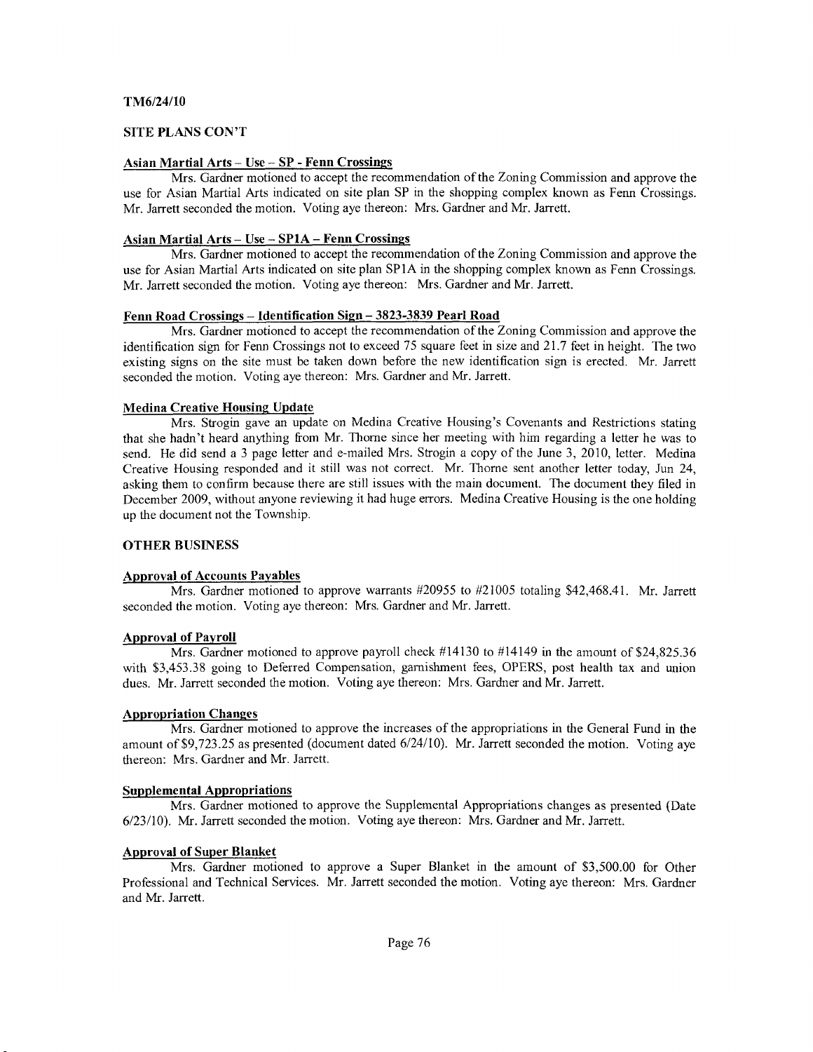TM6/24/10

**SITE PLANS CON'T**

**Asian Martial Arts – Use – SP - Fenn Crossings**

Mrs. Gardner motioned to accept the recommendation of the Zoning Commission and approve the use for Asian Martial Arts indicated on site plan SP in the shopping complex known as Fenn Crossings. Mr. Jarrett seconded the motion. Voting aye thereon: Mrs. Gardner and Mr. Jarrett.

**Asian Martial Arts – Use – SP1A – Fenn Crossings**

Mrs. Gardner motioned to accept the recommendation of the Zoning Commission and approve the use for Asian Martial Arts indicated on site plan SP1A in the shopping complex known as Fenn Crossings. Mr. Jarrett seconded the motion. Voting aye thereon: Mrs. Gardner and Mr. Jarrett.

**Fenn Road Crossings – Identification Sign – 3823-3839 Pearl Road**

Mrs. Gardner motioned to accept the recommendation of the Zoning Commission and approve the identification sign for Fenn Crossings not to exceed 75 square feet in size and 21.7 feet in height. The two existing signs on the site must be taken down before the new identification sign is erected. Mr. Jarrett seconded the motion. Voting aye thereon: Mrs. Gardner and Mr. Jarrett.

**Medina Creative Housing Update**

Mrs. Strogin gave an update on Medina Creative Housing's Covenants and Restrictions stating that she hadn't heard anything from Mr. Thorne since her meeting with him regarding a letter he was to send. He did send a 3 page letter and e-mailed Mrs. Strogin a copy of the June 3, 2010, letter. Medina Creative Housing responded and it still was not correct. Mr. Thorne sent another letter today, Jun 24, asking them to confirm because there are still issues with the main document. The document they filed in December 2009, without anyone reviewing it had huge errors. Medina Creative Housing is the one holding up the document not the Township.

**OTHER BUSINESS**

**Approval of Accounts Payables**

Mrs. Gardner motioned to approve warrants #20955 to #21005 totaling $42,468.41. Mr. Jarrett seconded the motion. Voting aye thereon: Mrs. Gardner and Mr. Jarrett.

**Approval of Payroll**

Mrs. Gardner motioned to approve payroll check #14130 to #14149 in the amount of $24,825.36 with $3,453.38 going to Deferred Compensation, garnishment fees, OPERS, post health tax and union dues. Mr. Jarrett seconded the motion. Voting aye thereon: Mrs. Gardner and Mr. Jarrett.

**Appropriation Changes**

Mrs. Gardner motioned to approve the increases of the appropriations in the General Fund in the amount of $9,723.25 as presented (document dated 6/24/10). Mr. Jarrett seconded the motion. Voting aye thereon: Mrs. Gardner and Mr. Jarrett.

**Supplemental Appropriations**

Mrs. Gardner motioned to approve the Supplemental Appropriations changes as presented (Date 6/23/10). Mr. Jarrett seconded the motion. Voting aye thereon: Mrs. Gardner and Mr. Jarrett.

**Approval of Super Blanket**

Mrs. Gardner motioned to approve a Super Blanket in the amount of $3,500.00 for Other Professional and Technical Services. Mr. Jarrett seconded the motion. Voting aye thereon: Mrs. Gardner and Mr. Jarrett.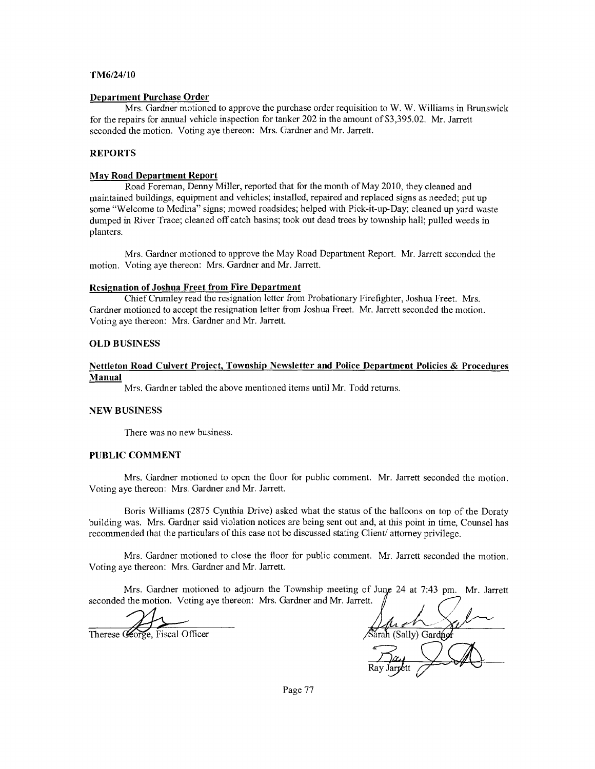TM6/24/10

**Department Purchase Order**

Mrs. Gardner motioned to approve the purchase order requisition to W. W. Williams in Brunswick for the repairs for annual vehicle inspection for tanker 202 in the amount of $3,395.02. Mr. Jarrett seconded the motion. Voting aye thereon: Mrs. Gardner and Mr. Jarrett.

**REPORTS**

**May Road Department Report**

Road Foreman, Denny Miller, reported that for the month of May 2010, they cleaned and maintained buildings, equipment and vehicles; installed, repaired and replaced signs as needed; put up some "Welcome to Medina" signs; mowed roadsides; helped with Pick-it-up-Day; cleaned up yard waste dumped in River Trace; cleaned off catch basins; took out dead trees by township hall; pulled weeds in planters.

Mrs. Gardner motioned to approve the May Road Department Report. Mr. Jarrett seconded the motion. Voting aye thereon: Mrs. Gardner and Mr. Jarrett.

**Resignation of Joshua Freet from Fire Department**

Chief Crumley read the resignation letter from Probationary Firefighter, Joshua Freet. Mrs. Gardner motioned to accept the resignation letter from Joshua Freet. Mr. Jarrett seconded the motion. Voting aye thereon: Mrs. Gardner and Mr. Jarrett.

**OLD BUSINESS**

**Nettleton Road Culvert Project, Township Newsletter and Police Department Policies & Procedures Manual**

Mrs. Gardner tabled the above mentioned items until Mr. Todd returns.

**NEW BUSINESS**

There was no new business.

**PUBLIC COMMENT**

Mrs. Gardner motioned to open the floor for public comment. Mr. Jarrett seconded the motion. Voting aye thereon: Mrs. Gardner and Mr. Jarrett.

Boris Williams (2875 Cynthia Drive) asked what the status of the balloons on top of the Doraty building was. Mrs. Gardner said violation notices are being sent out and, at this point in time, Counsel has recommended that the particulars of this case not be discussed stating Client/ attorney privilege.

Mrs. Gardner motioned to close the floor for public comment. Mr. Jarrett seconded the motion. Voting aye thereon: Mrs. Gardner and Mr. Jarrett.

Mrs. Gardner motioned to adjourn the Township meeting of June 24 at 7:43 pm. Mr. Jarrett seconded the motion. Voting aye thereon: Mrs. Gardner and Mr. Jarrett.

Therese George, Fiscal Officer

Sarah (Sally) Gardner

Ray Jarrett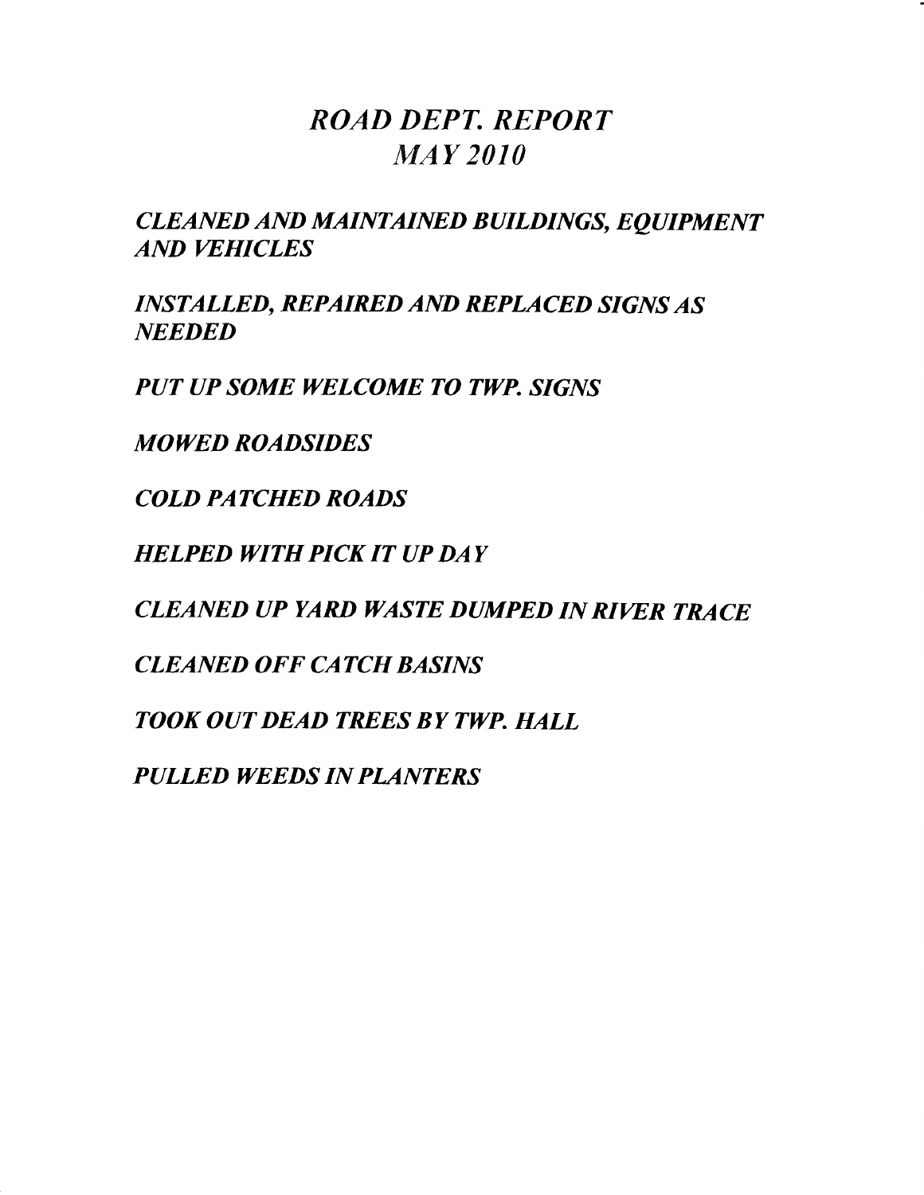# *ROAD DEPT. REPORT*
# *MAY 2010*

*CLEANED AND MAINTAINED BUILDINGS, EQUIPMENT AND VEHICLES*

*INSTALLED, REPAIRED AND REPLACED SIGNS AS NEEDED*

*PUT UP SOME WELCOME TO TWP. SIGNS*

*MOWED ROADSIDES*

*COLD PATCHED ROADS*

*HELPED WITH PICK IT UP DAY*

*CLEANED UP YARD WASTE DUMPED IN RIVER TRACE*

*CLEANED OFF CATCH BASINS*

*TOOK OUT DEAD TREES BY TWP. HALL*

*PULLED WEEDS IN PLANTERS*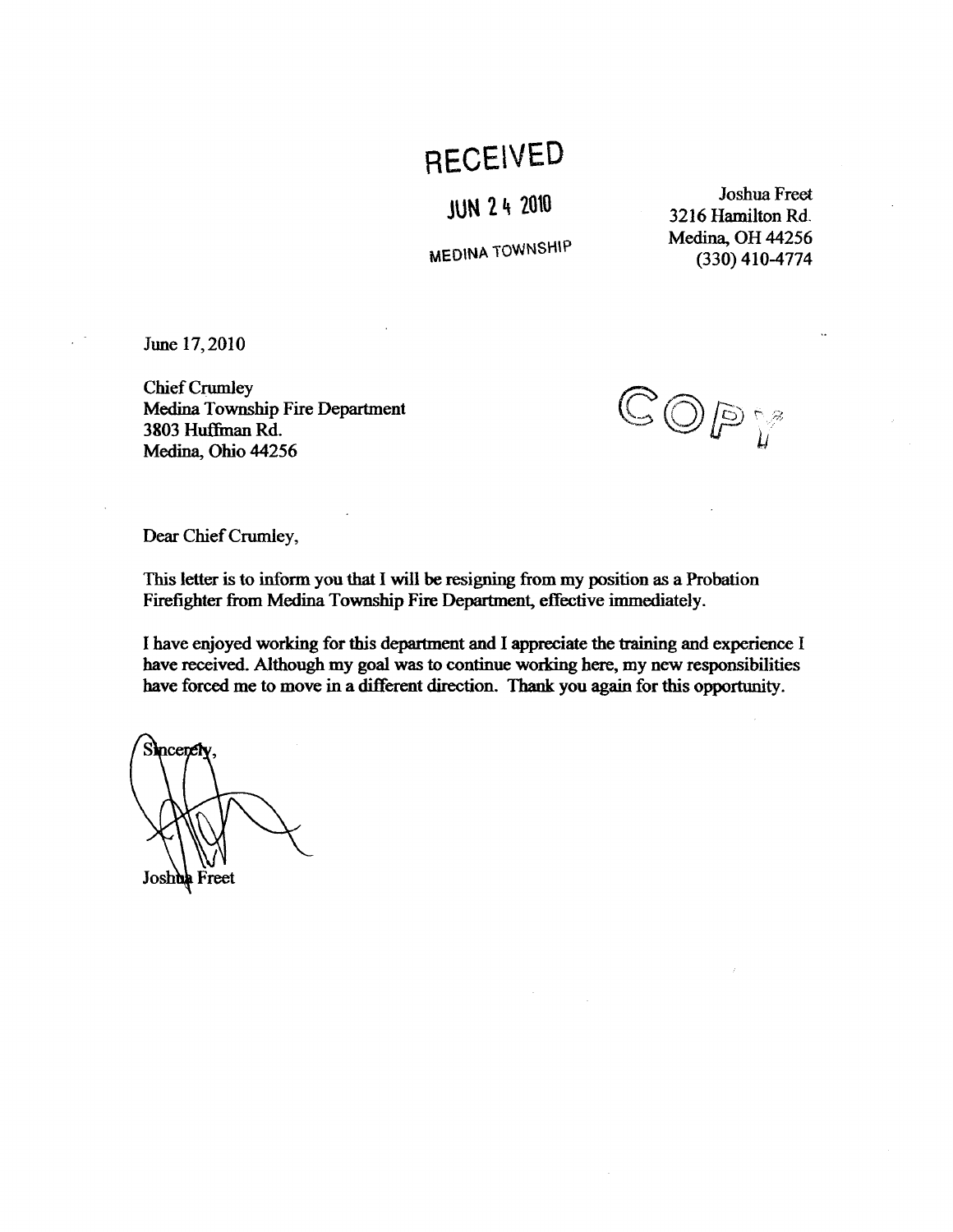RECEIVED

JUN 24 2010

MEDINA TOWNSHIP

Joshua Freet
3216 Hamilton Rd.
Medina, OH 44256
(330) 410-4774

June 17, 2010

Chief Crumley
Medina Township Fire Department
3803 Huffman Rd.
Medina, Ohio 44256

COPY

Dear Chief Crumley,

This letter is to inform you that I will be resigning from my position as a Probation Firefighter from Medina Township Fire Department, effective immediately.

I have enjoyed working for this department and I appreciate the training and experience I have received. Although my goal was to continue working here, my new responsibilities have forced me to move in a different direction. Thank you again for this opportunity.

Sincerely,

Joshua Freet